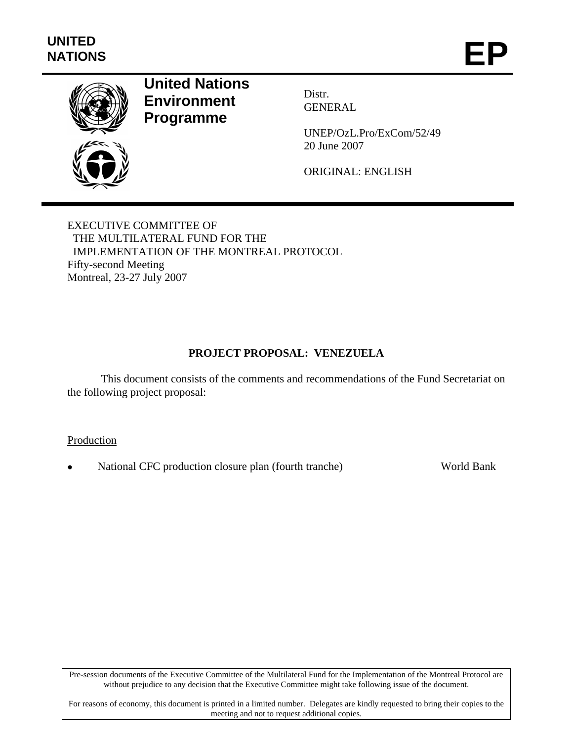UNITED NATIONS

# EP

**United Nations Environment Programme**

Distr.
GENERAL

UNEP/OzL.Pro/ExCom/52/49
20 June 2007

ORIGINAL: ENGLISH

EXECUTIVE COMMITTEE OF
THE MULTILATERAL FUND FOR THE
IMPLEMENTATION OF THE MONTREAL PROTOCOL
Fifty-second Meeting
Montreal, 23-27 July 2007

## PROJECT PROPOSAL: VENEZUELA

This document consists of the comments and recommendations of the Fund Secretariat on the following project proposal:

Production

- National CFC production closure plan (fourth tranche) — World Bank

Pre-session documents of the Executive Committee of the Multilateral Fund for the Implementation of the Montreal Protocol are without prejudice to any decision that the Executive Committee might take following issue of the document.

For reasons of economy, this document is printed in a limited number. Delegates are kindly requested to bring their copies to the meeting and not to request additional copies.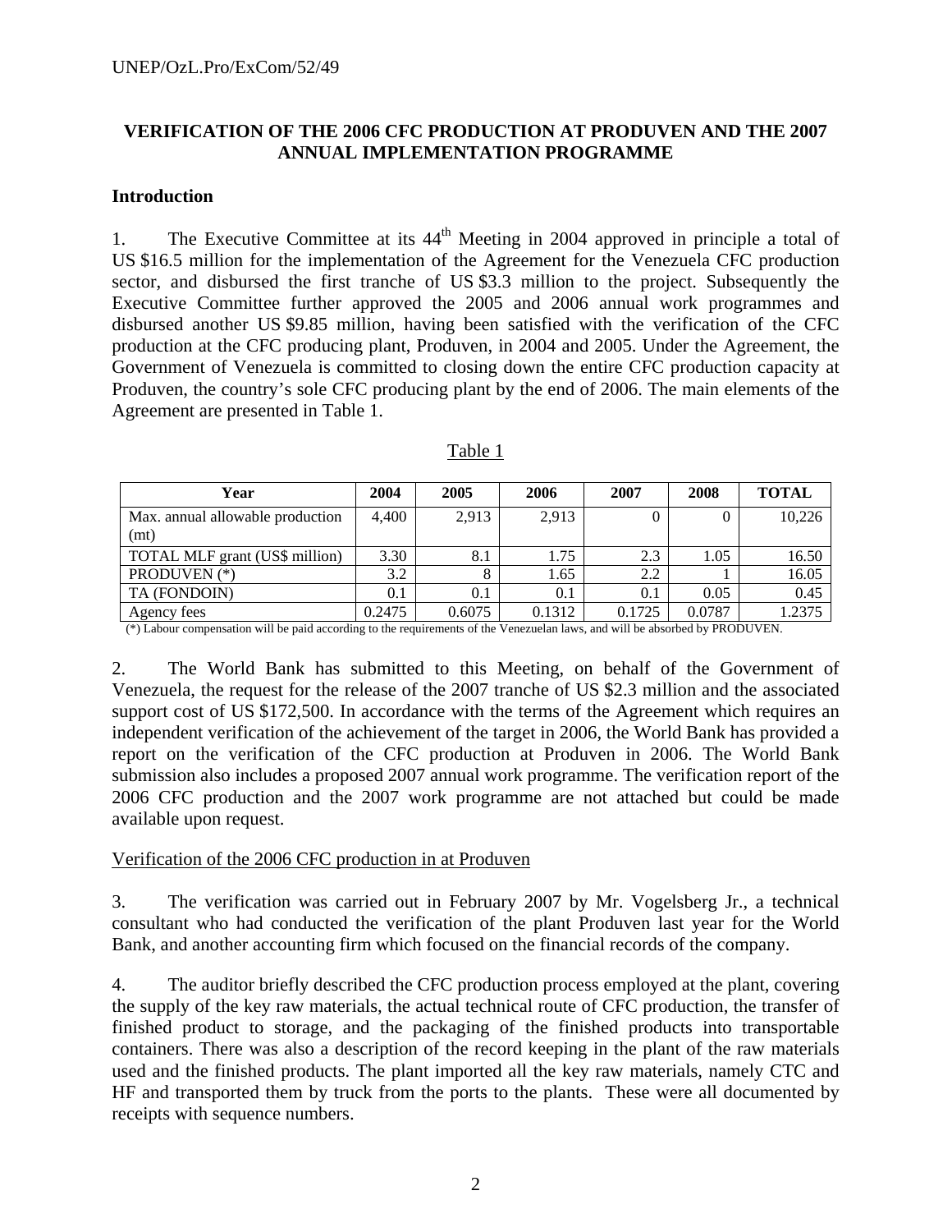**VERIFICATION OF THE 2006 CFC PRODUCTION AT PRODUVEN AND THE 2007 ANNUAL IMPLEMENTATION PROGRAMME**

## Introduction

1. The Executive Committee at its 44th Meeting in 2004 approved in principle a total of US $16.5 million for the implementation of the Agreement for the Venezuela CFC production sector, and disbursed the first tranche of US $3.3 million to the project. Subsequently the Executive Committee further approved the 2005 and 2006 annual work programmes and disbursed another US $9.85 million, having been satisfied with the verification of the CFC production at the CFC producing plant, Produven, in 2004 and 2005. Under the Agreement, the Government of Venezuela is committed to closing down the entire CFC production capacity at Produven, the country's sole CFC producing plant by the end of 2006. The main elements of the Agreement are presented in Table 1.

Table 1

| Year | 2004 | 2005 | 2006 | 2007 | 2008 | TOTAL |
|---|---|---|---|---|---|---|
| Max. annual allowable production (mt) | 4,400 | 2,913 | 2,913 | 0 | 0 | 10,226 |
| TOTAL MLF grant (US$ million) | 3.30 | 8.1 | 1.75 | 2.3 | 1.05 | 16.50 |
| PRODUVEN (*) | 3.2 | 8 | 1.65 | 2.2 | 1 | 16.05 |
| TA (FONDOIN) | 0.1 | 0.1 | 0.1 | 0.1 | 0.05 | 0.45 |
| Agency fees | 0.2475 | 0.6075 | 0.1312 | 0.1725 | 0.0787 | 1.2375 |

(*) Labour compensation will be paid according to the requirements of the Venezuelan laws, and will be absorbed by PRODUVEN.

2. The World Bank has submitted to this Meeting, on behalf of the Government of Venezuela, the request for the release of the 2007 tranche of US $2.3 million and the associated support cost of US $172,500. In accordance with the terms of the Agreement which requires an independent verification of the achievement of the target in 2006, the World Bank has provided a report on the verification of the CFC production at Produven in 2006. The World Bank submission also includes a proposed 2007 annual work programme. The verification report of the 2006 CFC production and the 2007 work programme are not attached but could be made available upon request.

Verification of the 2006 CFC production in at Produven

3. The verification was carried out in February 2007 by Mr. Vogelsberg Jr., a technical consultant who had conducted the verification of the plant Produven last year for the World Bank, and another accounting firm which focused on the financial records of the company.

4. The auditor briefly described the CFC production process employed at the plant, covering the supply of the key raw materials, the actual technical route of CFC production, the transfer of finished product to storage, and the packaging of the finished products into transportable containers. There was also a description of the record keeping in the plant of the raw materials used and the finished products. The plant imported all the key raw materials, namely CTC and HF and transported them by truck from the ports to the plants. These were all documented by receipts with sequence numbers.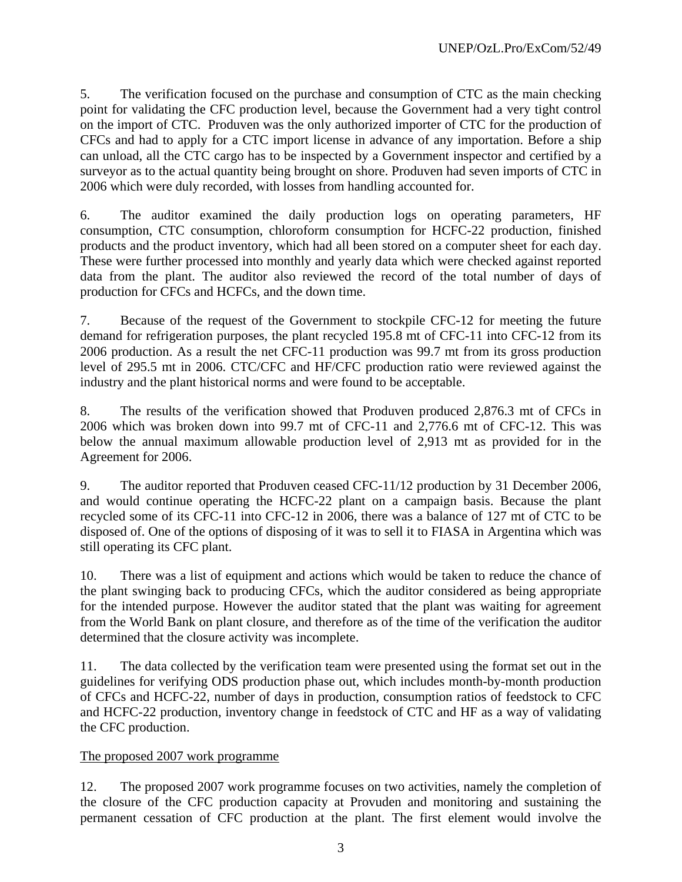5. The verification focused on the purchase and consumption of CTC as the main checking point for validating the CFC production level, because the Government had a very tight control on the import of CTC. Produven was the only authorized importer of CTC for the production of CFCs and had to apply for a CTC import license in advance of any importation. Before a ship can unload, all the CTC cargo has to be inspected by a Government inspector and certified by a surveyor as to the actual quantity being brought on shore. Produven had seven imports of CTC in 2006 which were duly recorded, with losses from handling accounted for.

6. The auditor examined the daily production logs on operating parameters, HF consumption, CTC consumption, chloroform consumption for HCFC-22 production, finished products and the product inventory, which had all been stored on a computer sheet for each day. These were further processed into monthly and yearly data which were checked against reported data from the plant. The auditor also reviewed the record of the total number of days of production for CFCs and HCFCs, and the down time.

7. Because of the request of the Government to stockpile CFC-12 for meeting the future demand for refrigeration purposes, the plant recycled 195.8 mt of CFC-11 into CFC-12 from its 2006 production. As a result the net CFC-11 production was 99.7 mt from its gross production level of 295.5 mt in 2006. CTC/CFC and HF/CFC production ratio were reviewed against the industry and the plant historical norms and were found to be acceptable.

8. The results of the verification showed that Produven produced 2,876.3 mt of CFCs in 2006 which was broken down into 99.7 mt of CFC-11 and 2,776.6 mt of CFC-12. This was below the annual maximum allowable production level of 2,913 mt as provided for in the Agreement for 2006.

9. The auditor reported that Produven ceased CFC-11/12 production by 31 December 2006, and would continue operating the HCFC-22 plant on a campaign basis. Because the plant recycled some of its CFC-11 into CFC-12 in 2006, there was a balance of 127 mt of CTC to be disposed of. One of the options of disposing of it was to sell it to FIASA in Argentina which was still operating its CFC plant.

10. There was a list of equipment and actions which would be taken to reduce the chance of the plant swinging back to producing CFCs, which the auditor considered as being appropriate for the intended purpose. However the auditor stated that the plant was waiting for agreement from the World Bank on plant closure, and therefore as of the time of the verification the auditor determined that the closure activity was incomplete.

11. The data collected by the verification team were presented using the format set out in the guidelines for verifying ODS production phase out, which includes month-by-month production of CFCs and HCFC-22, number of days in production, consumption ratios of feedstock to CFC and HCFC-22 production, inventory change in feedstock of CTC and HF as a way of validating the CFC production.

<u>The proposed 2007 work programme</u>

12. The proposed 2007 work programme focuses on two activities, namely the completion of the closure of the CFC production capacity at Provuden and monitoring and sustaining the permanent cessation of CFC production at the plant. The first element would involve the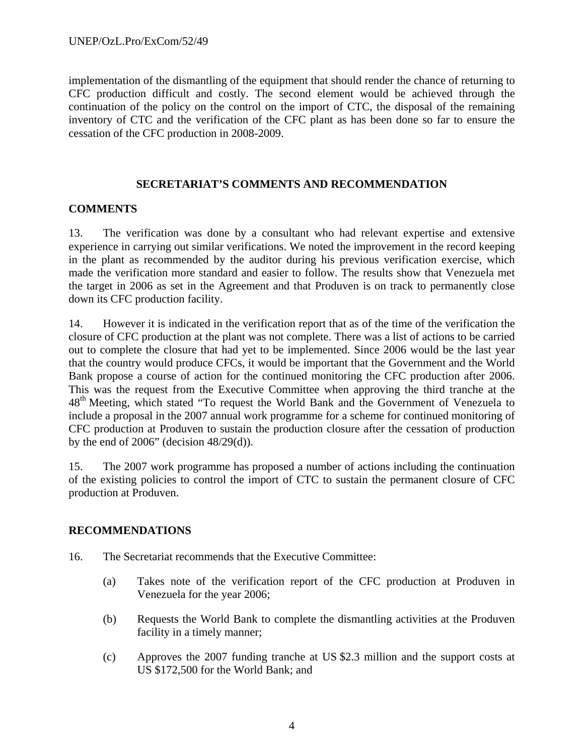implementation of the dismantling of the equipment that should render the chance of returning to CFC production difficult and costly. The second element would be achieved through the continuation of the policy on the control on the import of CTC, the disposal of the remaining inventory of CTC and the verification of the CFC plant as has been done so far to ensure the cessation of the CFC production in 2008-2009.

## SECRETARIAT'S COMMENTS AND RECOMMENDATION

### COMMENTS

13. The verification was done by a consultant who had relevant expertise and extensive experience in carrying out similar verifications. We noted the improvement in the record keeping in the plant as recommended by the auditor during his previous verification exercise, which made the verification more standard and easier to follow. The results show that Venezuela met the target in 2006 as set in the Agreement and that Produven is on track to permanently close down its CFC production facility.

14. However it is indicated in the verification report that as of the time of the verification the closure of CFC production at the plant was not complete. There was a list of actions to be carried out to complete the closure that had yet to be implemented. Since 2006 would be the last year that the country would produce CFCs, it would be important that the Government and the World Bank propose a course of action for the continued monitoring the CFC production after 2006. This was the request from the Executive Committee when approving the third tranche at the 48th Meeting, which stated "To request the World Bank and the Government of Venezuela to include a proposal in the 2007 annual work programme for a scheme for continued monitoring of CFC production at Produven to sustain the production closure after the cessation of production by the end of 2006" (decision 48/29(d)).

15. The 2007 work programme has proposed a number of actions including the continuation of the existing policies to control the import of CTC to sustain the permanent closure of CFC production at Produven.

### RECOMMENDATIONS

16. The Secretariat recommends that the Executive Committee:

   (a) Takes note of the verification report of the CFC production at Produven in Venezuela for the year 2006;

   (b) Requests the World Bank to complete the dismantling activities at the Produven facility in a timely manner;

   (c) Approves the 2007 funding tranche at US $2.3 million and the support costs at US $172,500 for the World Bank; and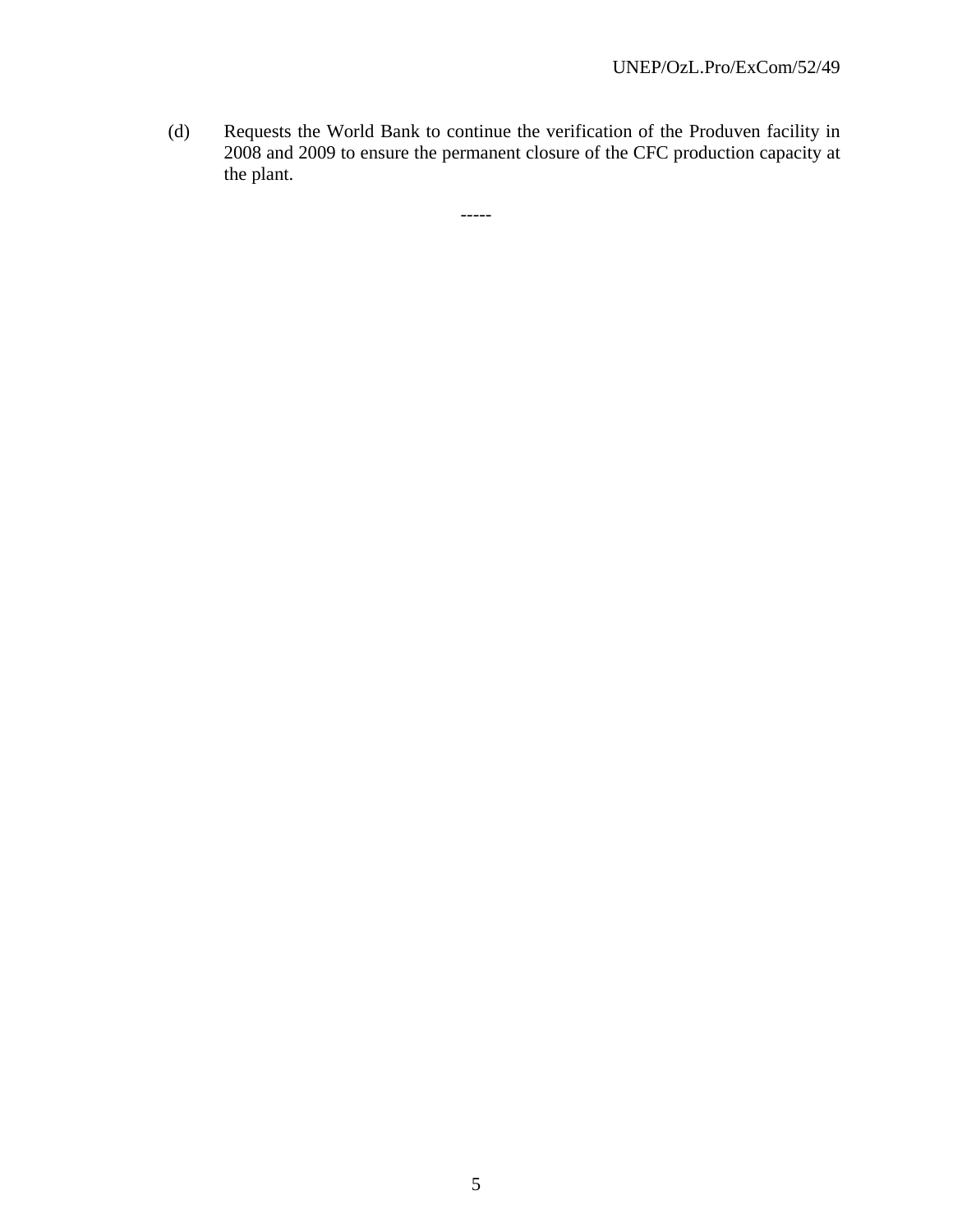(d) Requests the World Bank to continue the verification of the Produven facility in 2008 and 2009 to ensure the permanent closure of the CFC production capacity at the plant.

-----